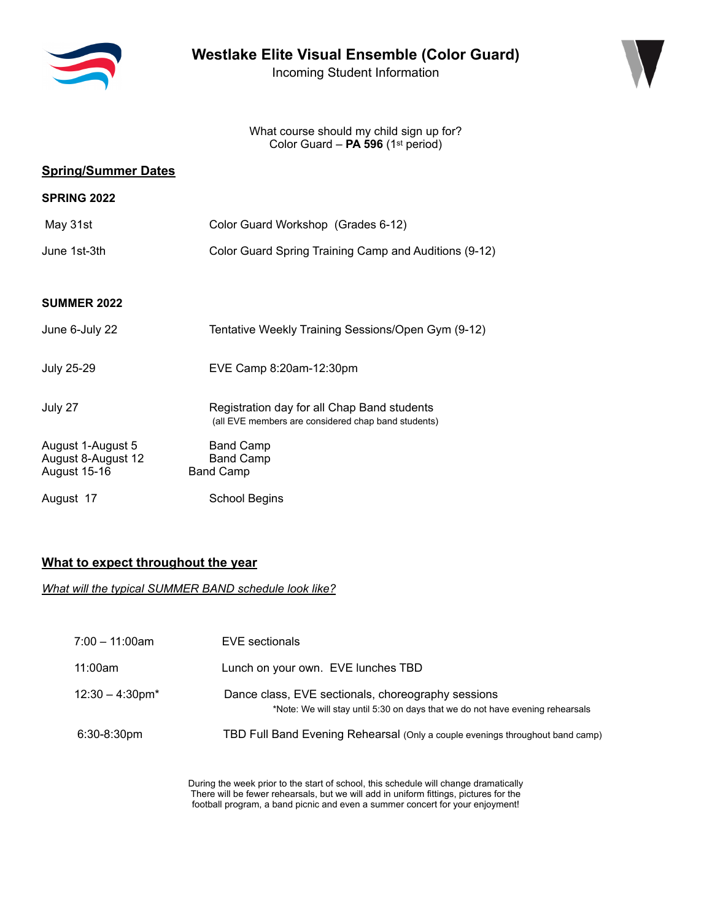# Westlake Elite Visual Ensemble (Color Guard)

Incoming Student Information

What course should my child sign up for?
Color Guard – **PA 596** (1st period)

## Spring/Summer Dates

**SPRING 2022**

| | |
|---|---|
| May 31st | Color Guard Workshop (Grades 6-12) |
| June 1st-3th | Color Guard Spring Training Camp and Auditions (9-12) |

**SUMMER 2022**

| | |
|---|---|
| June 6-July 22 | Tentative Weekly Training Sessions/Open Gym (9-12) |
| July 25-29 | EVE Camp 8:20am-12:30pm |
| July 27 | Registration day for all Chap Band students (all EVE members are considered chap band students) |
| August 1-August 5 | Band Camp |
| August 8-August 12 | Band Camp |
| August 15-16 | Band Camp |
| August 17 | School Begins |

## What to expect throughout the year

*What will the typical SUMMER BAND schedule look like?*

| | |
|---|---|
| 7:00 – 11:00am | EVE sectionals |
| 11:00am | Lunch on your own. EVE lunches TBD |
| 12:30 – 4:30pm* | Dance class, EVE sectionals, choreography sessions<br>*Note: We will stay until 5:30 on days that we do not have evening rehearsals |
| 6:30-8:30pm | TBD Full Band Evening Rehearsal (Only a couple evenings throughout band camp) |

During the week prior to the start of school, this schedule will change dramatically
There will be fewer rehearsals, but we will add in uniform fittings, pictures for the football program, a band picnic and even a summer concert for your enjoyment!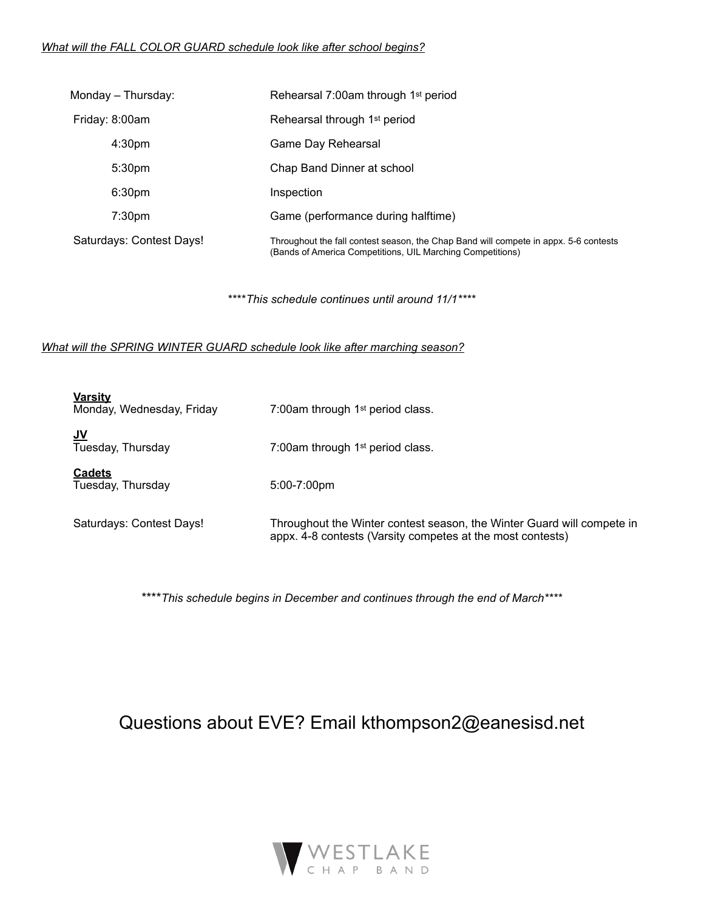*What will the FALL COLOR GUARD schedule look like after school begins?*

| | |
|---|---|
| Monday – Thursday: | Rehearsal 7:00am through 1st period |
| Friday: 8:00am | Rehearsal through 1st period |
| 4:30pm | Game Day Rehearsal |
| 5:30pm | Chap Band Dinner at school |
| 6:30pm | Inspection |
| 7:30pm | Game (performance during halftime) |
| Saturdays: Contest Days! | Throughout the fall contest season, the Chap Band will compete in appx. 5-6 contests (Bands of America Competitions, UIL Marching Competitions) |

*\*\*\*\*This schedule continues until around 11/1\*\*\*\**

*What will the SPRING WINTER GUARD schedule look like after marching season?*

| | |
|---|---|
| **Varsity**<br>Monday, Wednesday, Friday | 7:00am through 1st period class. |
| **JV**<br>Tuesday, Thursday | 7:00am through 1st period class. |
| **Cadets**<br>Tuesday, Thursday | 5:00-7:00pm |
| Saturdays: Contest Days! | Throughout the Winter contest season, the Winter Guard will compete in appx. 4-8 contests (Varsity competes at the most contests) |

*\*\*\*\*This schedule begins in December and continues through the end of March\*\*\*\**

## Questions about EVE? Email kthompson2@eanesisd.net

WESTLAKE CHAP BAND